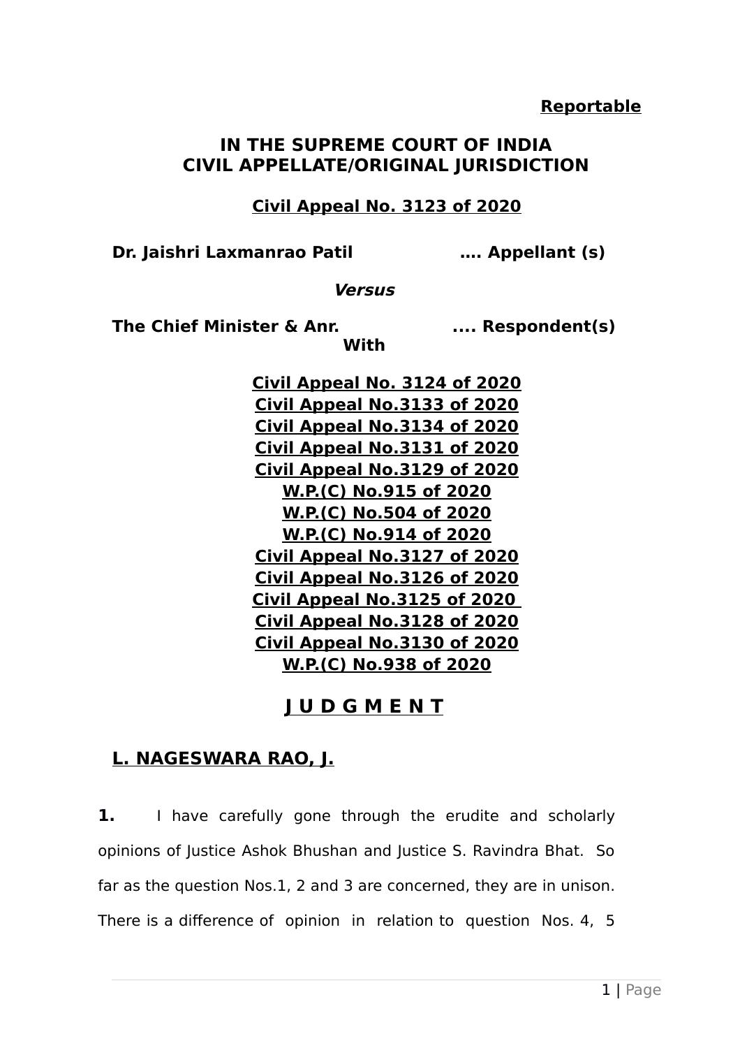**Reportable**

**IN THE SUPREME COURT OF INDIA**
**CIVIL APPELLATE/ORIGINAL JURISDICTION**

**Civil Appeal No. 3123 of 2020**

**Dr. Jaishri Laxmanrao Patil …. Appellant (s)**

***Versus***

**The Chief Minister & Anr. .... Respondent(s)**

**With**

**Civil Appeal No. 3124 of 2020**
**Civil Appeal No.3133 of 2020**
**Civil Appeal No.3134 of 2020**
**Civil Appeal No.3131 of 2020**
**Civil Appeal No.3129 of 2020**
**W.P.(C) No.915 of 2020**
**W.P.(C) No.504 of 2020**
**W.P.(C) No.914 of 2020**
**Civil Appeal No.3127 of 2020**
**Civil Appeal No.3126 of 2020**
**Civil Appeal No.3125 of 2020**
**Civil Appeal No.3128 of 2020**
**Civil Appeal No.3130 of 2020**
**W.P.(C) No.938 of 2020**

## J U D G M E N T

**L. NAGESWARA RAO, J.**

**1.** I have carefully gone through the erudite and scholarly opinions of Justice Ashok Bhushan and Justice S. Ravindra Bhat. So far as the question Nos.1, 2 and 3 are concerned, they are in unison. There is a difference of opinion in relation to question Nos. 4, 5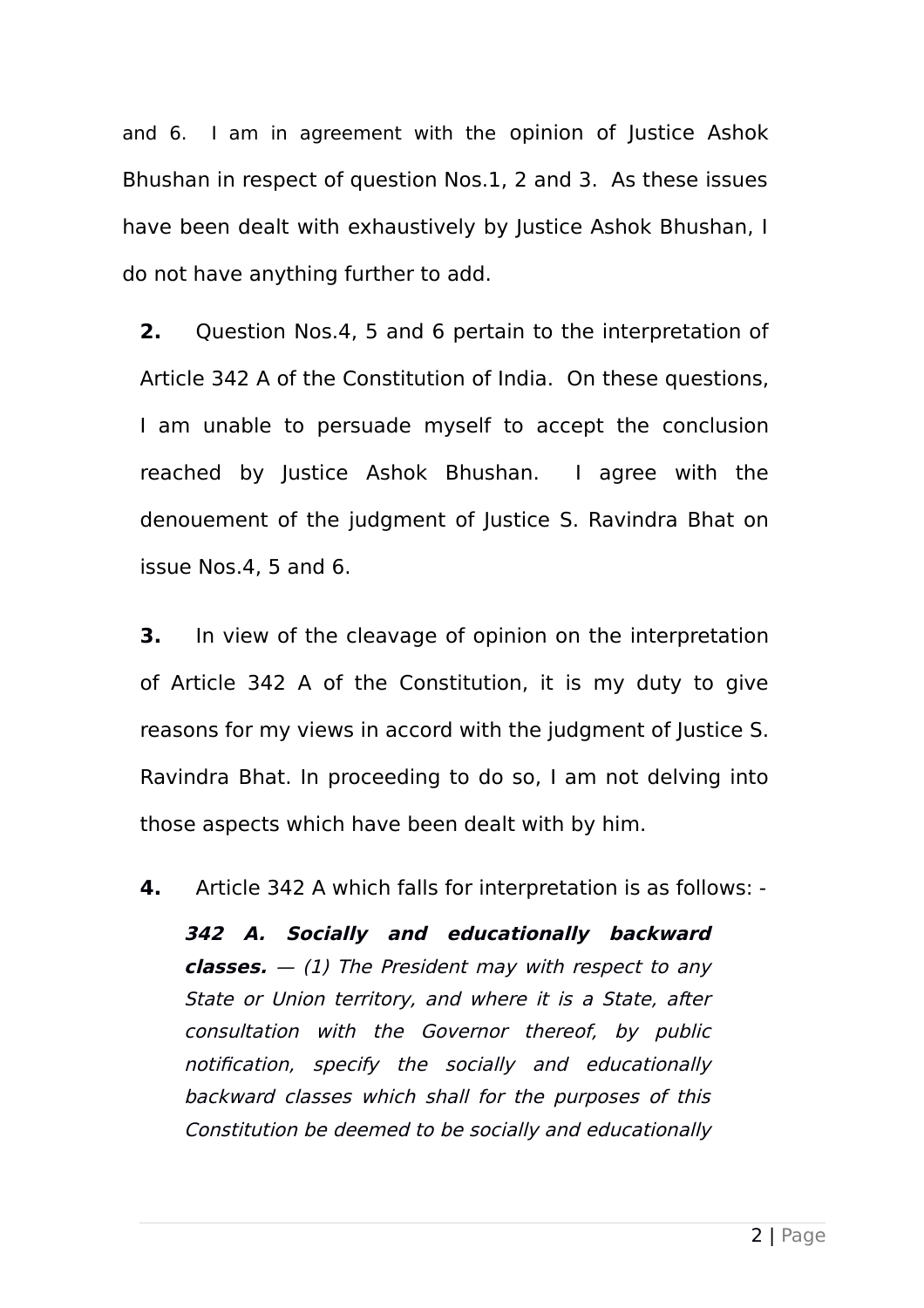and 6. I am in agreement with the opinion of Justice Ashok Bhushan in respect of question Nos.1, 2 and 3. As these issues have been dealt with exhaustively by Justice Ashok Bhushan, I do not have anything further to add.

**2.** Question Nos.4, 5 and 6 pertain to the interpretation of Article 342 A of the Constitution of India. On these questions, I am unable to persuade myself to accept the conclusion reached by Justice Ashok Bhushan. I agree with the denouement of the judgment of Justice S. Ravindra Bhat on issue Nos.4, 5 and 6.

**3.** In view of the cleavage of opinion on the interpretation of Article 342 A of the Constitution, it is my duty to give reasons for my views in accord with the judgment of Justice S. Ravindra Bhat. In proceeding to do so, I am not delving into those aspects which have been dealt with by him.

**4.** Article 342 A which falls for interpretation is as follows: -

> ***342 A. Socially and educationally backward classes.*** *— (1) The President may with respect to any State or Union territory, and where it is a State, after consultation with the Governor thereof, by public notification, specify the socially and educationally backward classes which shall for the purposes of this Constitution be deemed to be socially and educationally*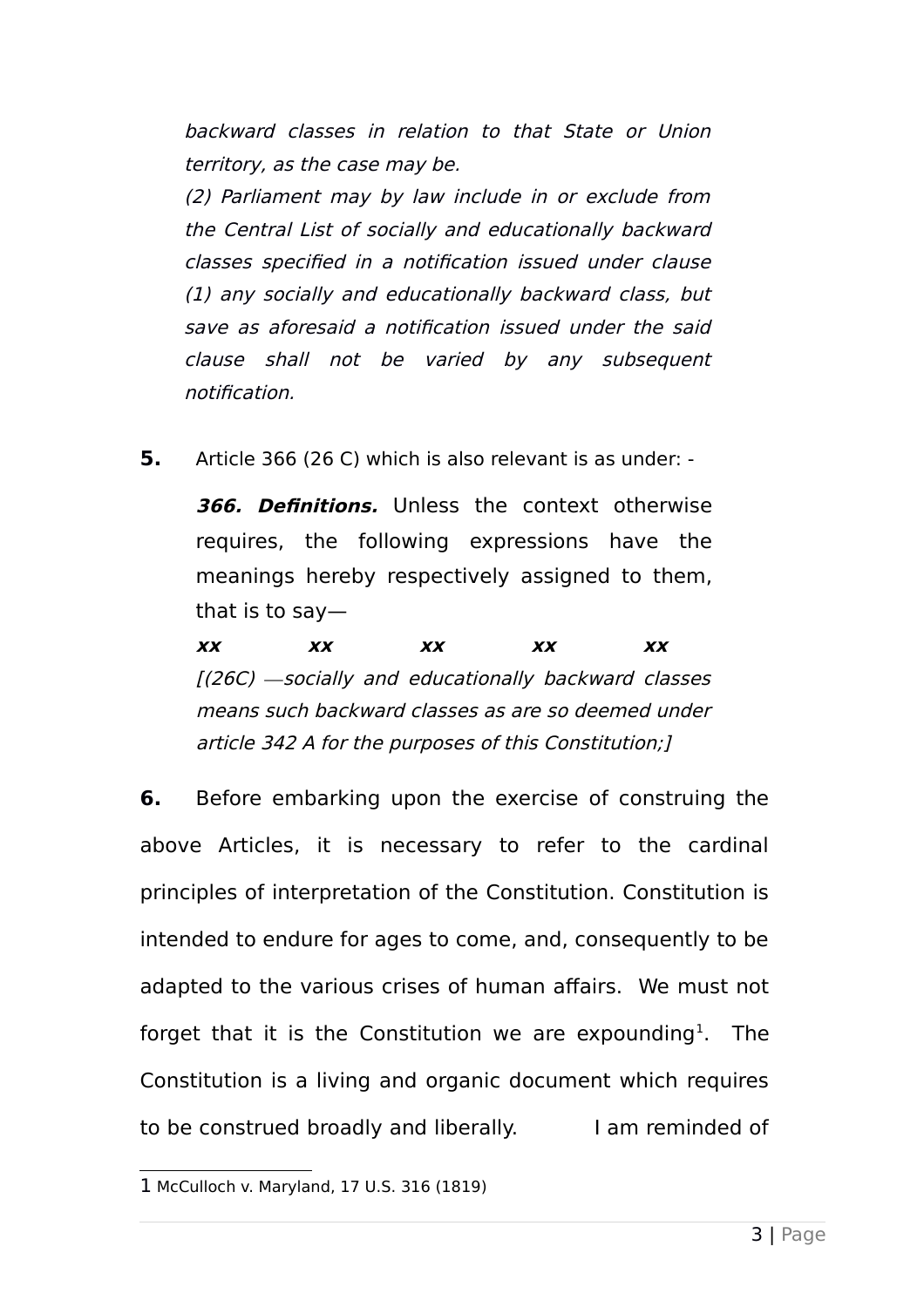*backward classes in relation to that State or Union territory, as the case may be.*

*(2) Parliament may by law include in or exclude from the Central List of socially and educationally backward classes specified in a notification issued under clause (1) any socially and educationally backward class, but save as aforesaid a notification issued under the said clause shall not be varied by any subsequent notification.*

**5.** Article 366 (26 C) which is also relevant is as under: -

> ***366. Definitions.*** Unless the context otherwise requires, the following expressions have the meanings hereby respectively assigned to them, that is to say—
>
> ***xx xx xx xx xx***
>
> *[(26C) —socially and educationally backward classes means such backward classes as are so deemed under article 342 A for the purposes of this Constitution;]*

**6.** Before embarking upon the exercise of construing the above Articles, it is necessary to refer to the cardinal principles of interpretation of the Constitution. Constitution is intended to endure for ages to come, and, consequently to be adapted to the various crises of human affairs. We must not forget that it is the Constitution we are expounding[1]. The Constitution is a living and organic document which requires to be construed broadly and liberally. I am reminded of

---

1 McCulloch v. Maryland, 17 U.S. 316 (1819)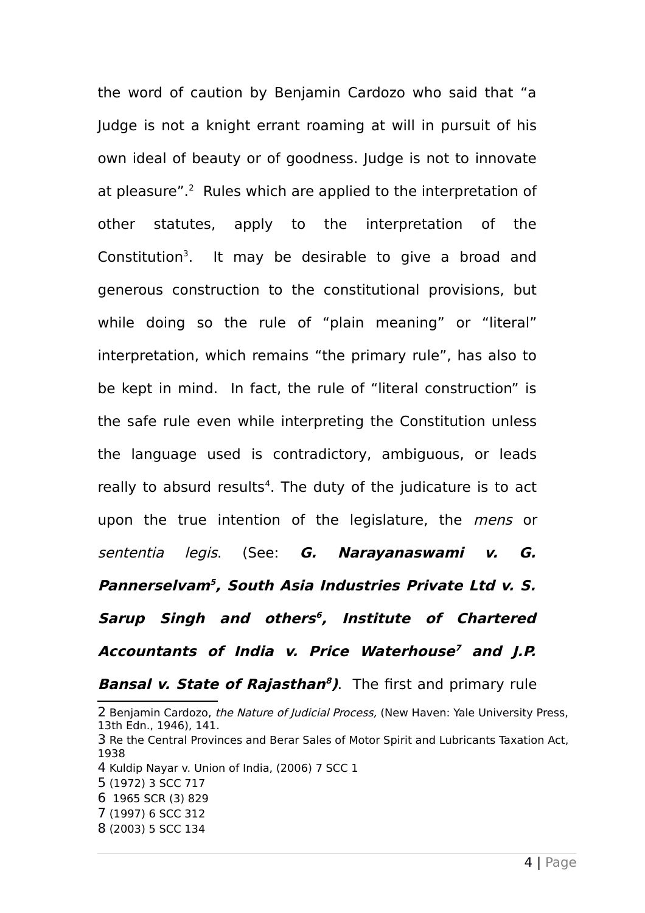the word of caution by Benjamin Cardozo who said that "a Judge is not a knight errant roaming at will in pursuit of his own ideal of beauty or of goodness. Judge is not to innovate at pleasure".[2] Rules which are applied to the interpretation of other statutes, apply to the interpretation of the Constitution[3]. It may be desirable to give a broad and generous construction to the constitutional provisions, but while doing so the rule of "plain meaning" or "literal" interpretation, which remains "the primary rule", has also to be kept in mind. In fact, the rule of "literal construction" is the safe rule even while interpreting the Constitution unless the language used is contradictory, ambiguous, or leads really to absurd results[4]. The duty of the judicature is to act upon the true intention of the legislature, the *mens* or *sententia legis*. (See: ***G. Narayanaswami v. G. Pannerselvam[5], South Asia Industries Private Ltd v. S. Sarup Singh and others[6], Institute of Chartered Accountants of India v. Price Waterhouse[7] and J.P. Bansal v. State of Rajasthan[8])***. The first and primary rule

---

2 Benjamin Cardozo, *the Nature of Judicial Process,* (New Haven: Yale University Press, 13th Edn., 1946), 141.

3 Re the Central Provinces and Berar Sales of Motor Spirit and Lubricants Taxation Act, 1938

4 Kuldip Nayar v. Union of India, (2006) 7 SCC 1

5 (1972) 3 SCC 717

6 1965 SCR (3) 829

7 (1997) 6 SCC 312

8 (2003) 5 SCC 134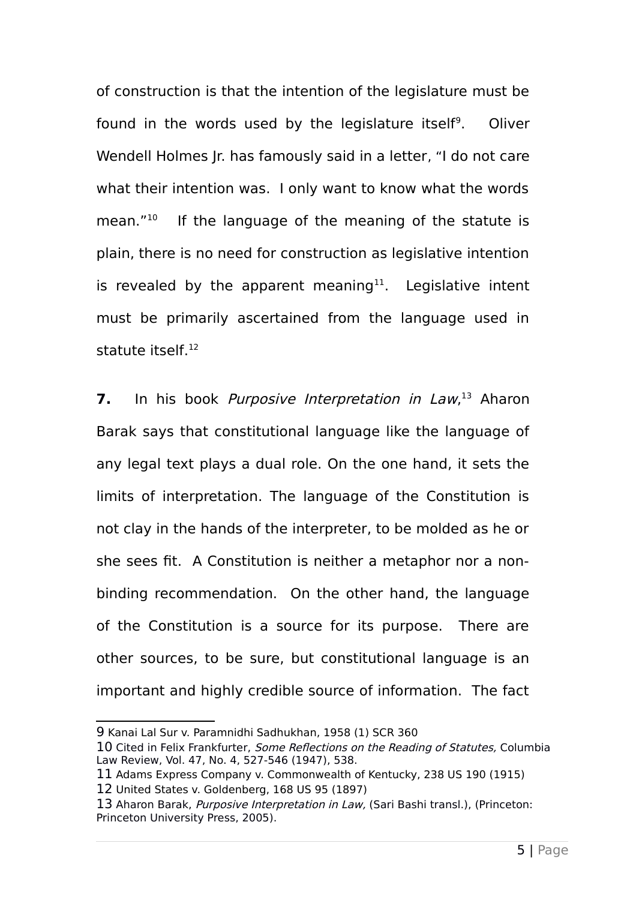of construction is that the intention of the legislature must be found in the words used by the legislature itself[9]. Oliver Wendell Holmes Jr. has famously said in a letter, "I do not care what their intention was. I only want to know what the words mean."[10] If the language of the meaning of the statute is plain, there is no need for construction as legislative intention is revealed by the apparent meaning[11]. Legislative intent must be primarily ascertained from the language used in statute itself.[12]

**7.** In his book *Purposive Interpretation in Law*,[13] Aharon Barak says that constitutional language like the language of any legal text plays a dual role. On the one hand, it sets the limits of interpretation. The language of the Constitution is not clay in the hands of the interpreter, to be molded as he or she sees fit. A Constitution is neither a metaphor nor a non-binding recommendation. On the other hand, the language of the Constitution is a source for its purpose. There are other sources, to be sure, but constitutional language is an important and highly credible source of information. The fact

---

9 Kanai Lal Sur v. Paramnidhi Sadhukhan, 1958 (1) SCR 360

10 Cited in Felix Frankfurter, *Some Reflections on the Reading of Statutes,* Columbia Law Review, Vol. 47, No. 4, 527-546 (1947), 538.

11 Adams Express Company v. Commonwealth of Kentucky, 238 US 190 (1915)

12 United States v. Goldenberg, 168 US 95 (1897)

13 Aharon Barak, *Purposive Interpretation in Law,* (Sari Bashi transl.), (Princeton: Princeton University Press, 2005).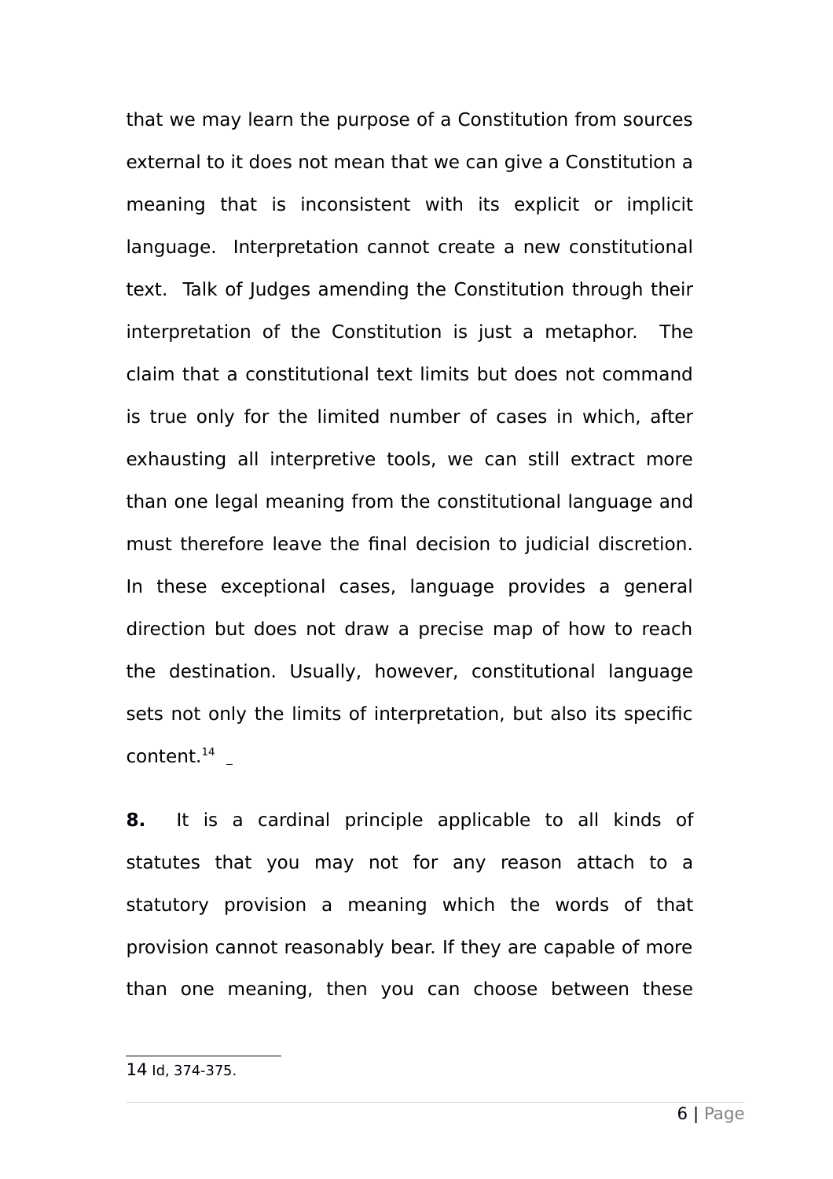that we may learn the purpose of a Constitution from sources external to it does not mean that we can give a Constitution a meaning that is inconsistent with its explicit or implicit language. Interpretation cannot create a new constitutional text. Talk of Judges amending the Constitution through their interpretation of the Constitution is just a metaphor. The claim that a constitutional text limits but does not command is true only for the limited number of cases in which, after exhausting all interpretive tools, we can still extract more than one legal meaning from the constitutional language and must therefore leave the final decision to judicial discretion. In these exceptional cases, language provides a general direction but does not draw a precise map of how to reach the destination. Usually, however, constitutional language sets not only the limits of interpretation, but also its specific content.[14]

**8.** It is a cardinal principle applicable to all kinds of statutes that you may not for any reason attach to a statutory provision a meaning which the words of that provision cannot reasonably bear. If they are capable of more than one meaning, then you can choose between these

---

14 Id, 374-375.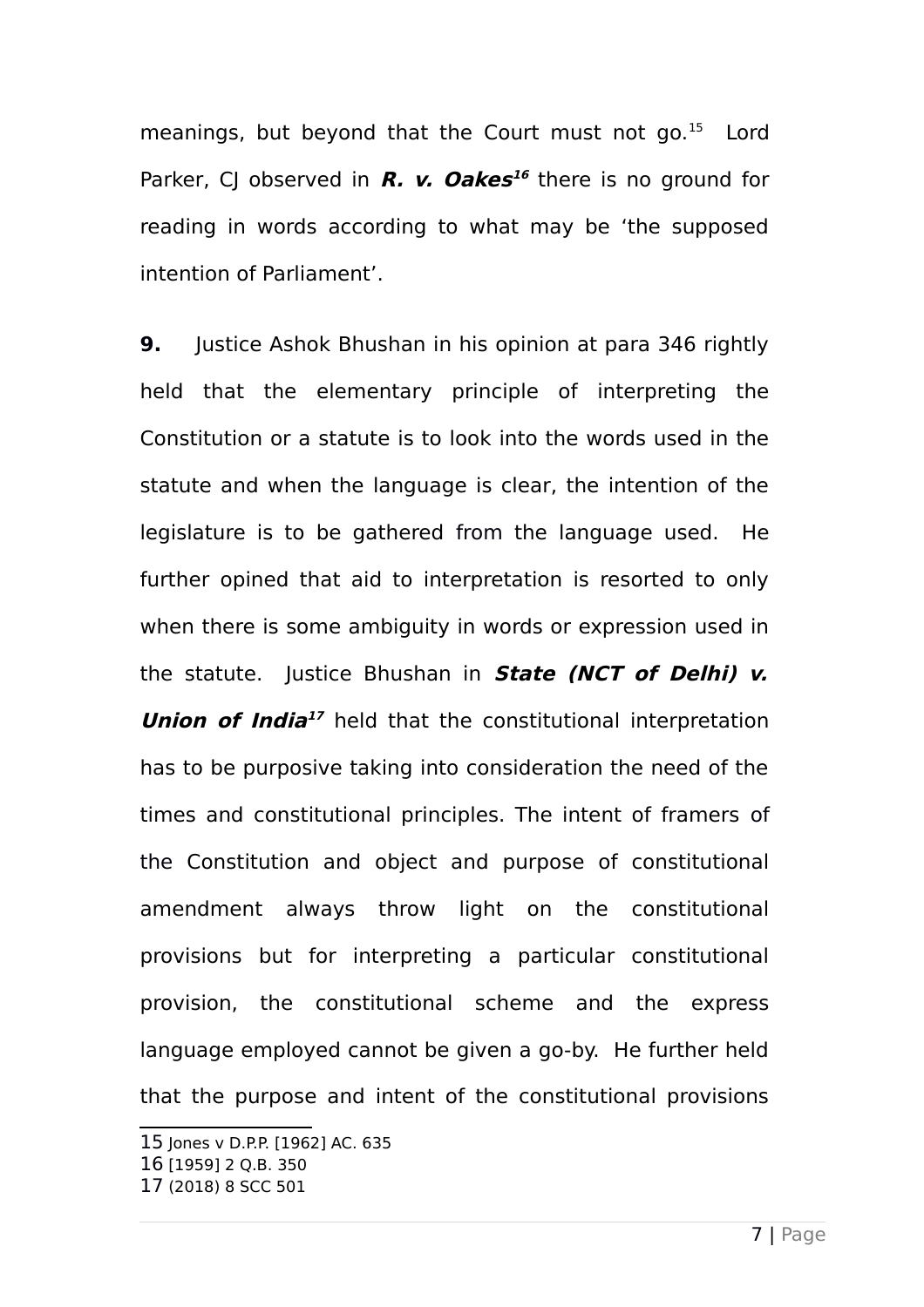meanings, but beyond that the Court must not go.[15] Lord Parker, CJ observed in ***R. v. Oakes***[16] there is no ground for reading in words according to what may be 'the supposed intention of Parliament'.

**9.** Justice Ashok Bhushan in his opinion at para 346 rightly held that the elementary principle of interpreting the Constitution or a statute is to look into the words used in the statute and when the language is clear, the intention of the legislature is to be gathered from the language used. He further opined that aid to interpretation is resorted to only when there is some ambiguity in words or expression used in the statute. Justice Bhushan in ***State (NCT of Delhi) v. Union of India***[17] held that the constitutional interpretation has to be purposive taking into consideration the need of the times and constitutional principles. The intent of framers of the Constitution and object and purpose of constitutional amendment always throw light on the constitutional provisions but for interpreting a particular constitutional provision, the constitutional scheme and the express language employed cannot be given a go-by. He further held that the purpose and intent of the constitutional provisions

15 Jones v D.P.P. [1962] AC. 635
16 [1959] 2 Q.B. 350
17 (2018) 8 SCC 501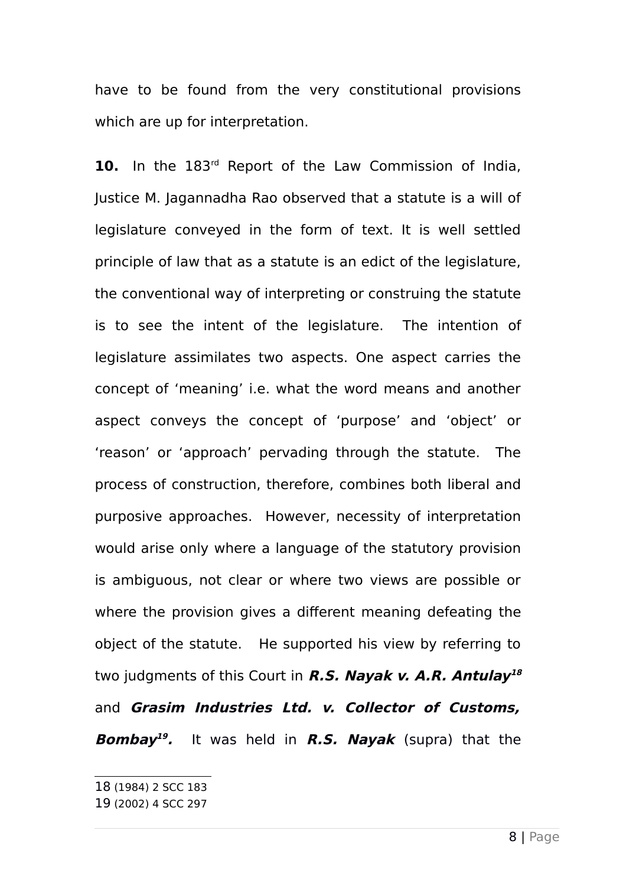have to be found from the very constitutional provisions which are up for interpretation.

**10.** In the 183rd Report of the Law Commission of India, Justice M. Jagannadha Rao observed that a statute is a will of legislature conveyed in the form of text. It is well settled principle of law that as a statute is an edict of the legislature, the conventional way of interpreting or construing the statute is to see the intent of the legislature. The intention of legislature assimilates two aspects. One aspect carries the concept of 'meaning' i.e. what the word means and another aspect conveys the concept of 'purpose' and 'object' or 'reason' or 'approach' pervading through the statute. The process of construction, therefore, combines both liberal and purposive approaches. However, necessity of interpretation would arise only where a language of the statutory provision is ambiguous, not clear or where two views are possible or where the provision gives a different meaning defeating the object of the statute. He supported his view by referring to two judgments of this Court in ***R.S. Nayak v. A.R. Antulay***[18] and ***Grasim Industries Ltd. v. Collector of Customs, Bombay***[19]. It was held in ***R.S. Nayak*** (supra) that the

---

18 (1984) 2 SCC 183
19 (2002) 4 SCC 297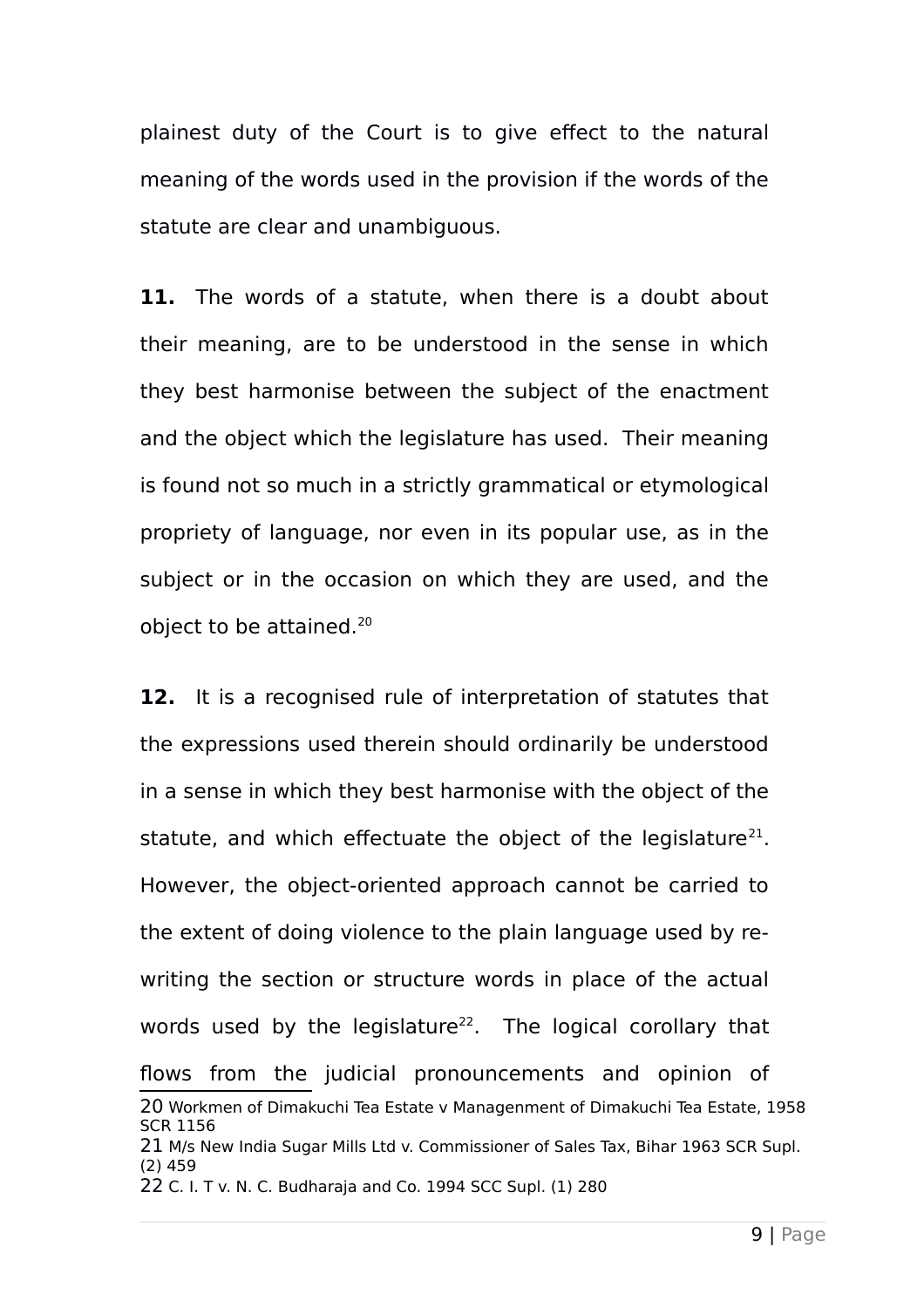plainest duty of the Court is to give effect to the natural meaning of the words used in the provision if the words of the statute are clear and unambiguous.

**11.** The words of a statute, when there is a doubt about their meaning, are to be understood in the sense in which they best harmonise between the subject of the enactment and the object which the legislature has used. Their meaning is found not so much in a strictly grammatical or etymological propriety of language, nor even in its popular use, as in the subject or in the occasion on which they are used, and the object to be attained.[20]

**12.** It is a recognised rule of interpretation of statutes that the expressions used therein should ordinarily be understood in a sense in which they best harmonise with the object of the statute, and which effectuate the object of the legislature[21]. However, the object-oriented approach cannot be carried to the extent of doing violence to the plain language used by re-writing the section or structure words in place of the actual words used by the legislature[22]. The logical corollary that flows from the judicial pronouncements and opinion of

---

20 Workmen of Dimakuchi Tea Estate v Managenment of Dimakuchi Tea Estate, 1958 SCR 1156

21 M/s New India Sugar Mills Ltd v. Commissioner of Sales Tax, Bihar 1963 SCR Supl. (2) 459

22 C. I. T v. N. C. Budharaja and Co. 1994 SCC Supl. (1) 280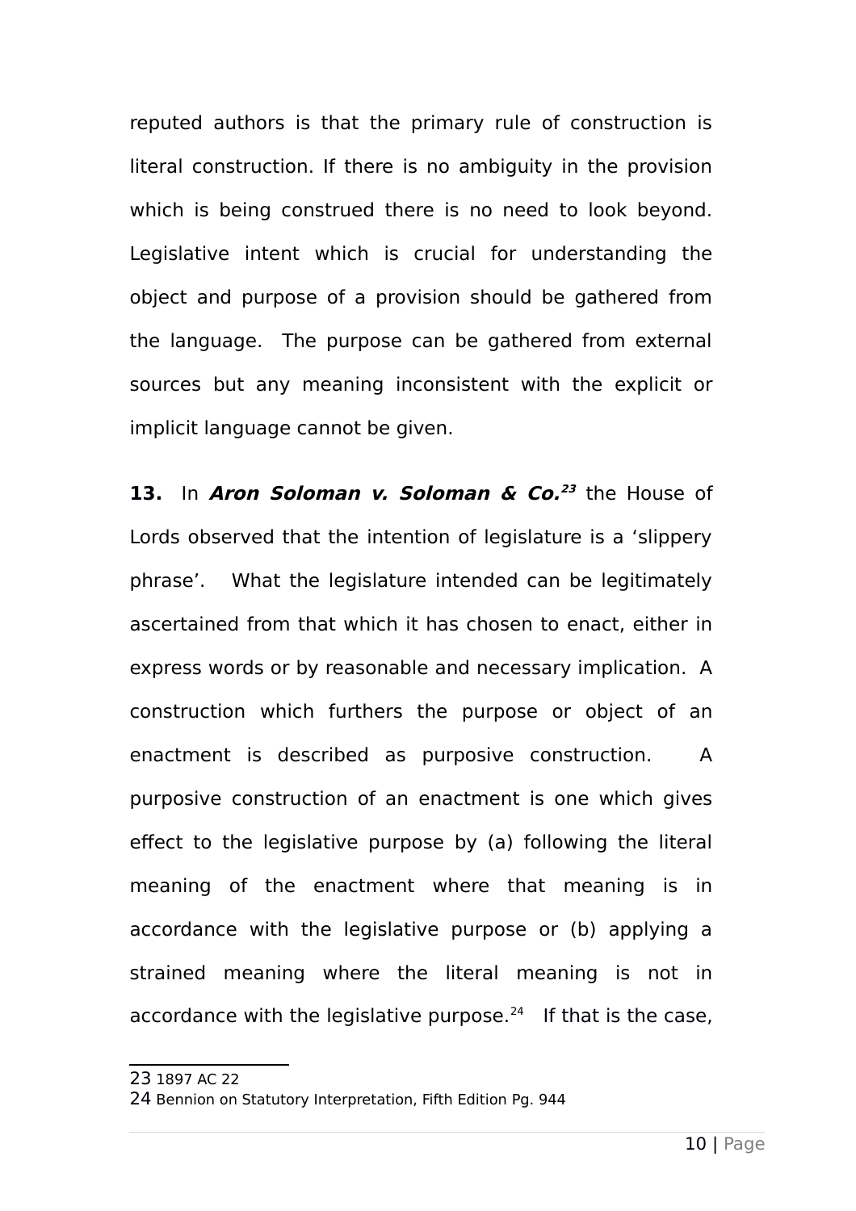reputed authors is that the primary rule of construction is literal construction. If there is no ambiguity in the provision which is being construed there is no need to look beyond. Legislative intent which is crucial for understanding the object and purpose of a provision should be gathered from the language. The purpose can be gathered from external sources but any meaning inconsistent with the explicit or implicit language cannot be given.

**13.** In ***Aron Soloman v. Soloman & Co.***[23] the House of Lords observed that the intention of legislature is a 'slippery phrase'. What the legislature intended can be legitimately ascertained from that which it has chosen to enact, either in express words or by reasonable and necessary implication. A construction which furthers the purpose or object of an enactment is described as purposive construction. A purposive construction of an enactment is one which gives effect to the legislative purpose by (a) following the literal meaning of the enactment where that meaning is in accordance with the legislative purpose or (b) applying a strained meaning where the literal meaning is not in accordance with the legislative purpose.[24] If that is the case,

---

23 1897 AC 22

24 Bennion on Statutory Interpretation, Fifth Edition Pg. 944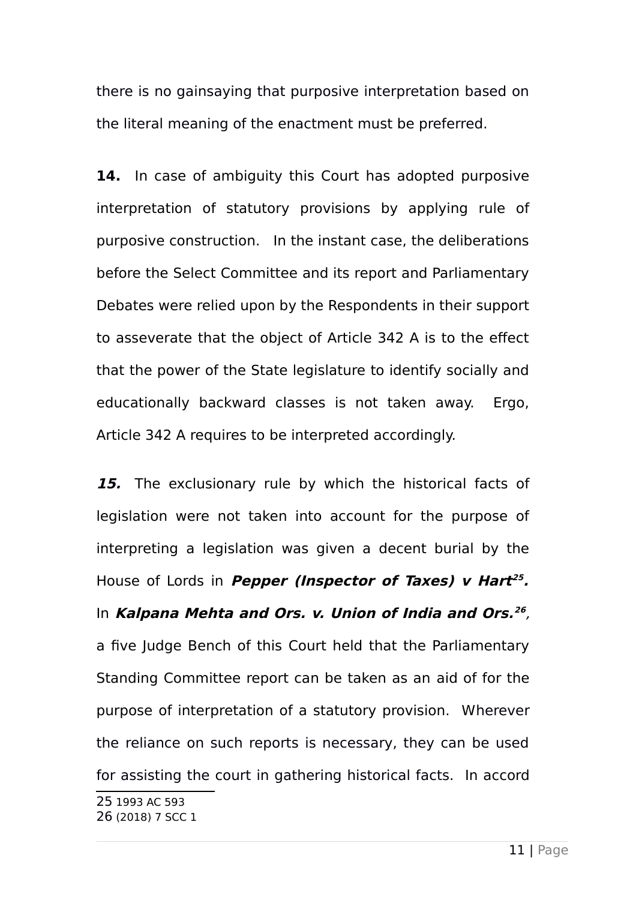there is no gainsaying that purposive interpretation based on the literal meaning of the enactment must be preferred.

**14.** In case of ambiguity this Court has adopted purposive interpretation of statutory provisions by applying rule of purposive construction. In the instant case, the deliberations before the Select Committee and its report and Parliamentary Debates were relied upon by the Respondents in their support to asseverate that the object of Article 342 A is to the effect that the power of the State legislature to identify socially and educationally backward classes is not taken away. Ergo, Article 342 A requires to be interpreted accordingly.

***15.*** The exclusionary rule by which the historical facts of legislation were not taken into account for the purpose of interpreting a legislation was given a decent burial by the House of Lords in ***Pepper (Inspector of Taxes) v Hart***[25]***.*** In ***Kalpana Mehta and Ors. v. Union of India and Ors.***[26]***,*** a five Judge Bench of this Court held that the Parliamentary Standing Committee report can be taken as an aid of for the purpose of interpretation of a statutory provision. Wherever the reliance on such reports is necessary, they can be used for assisting the court in gathering historical facts. In accord

---

25 1993 AC 593

26 (2018) 7 SCC 1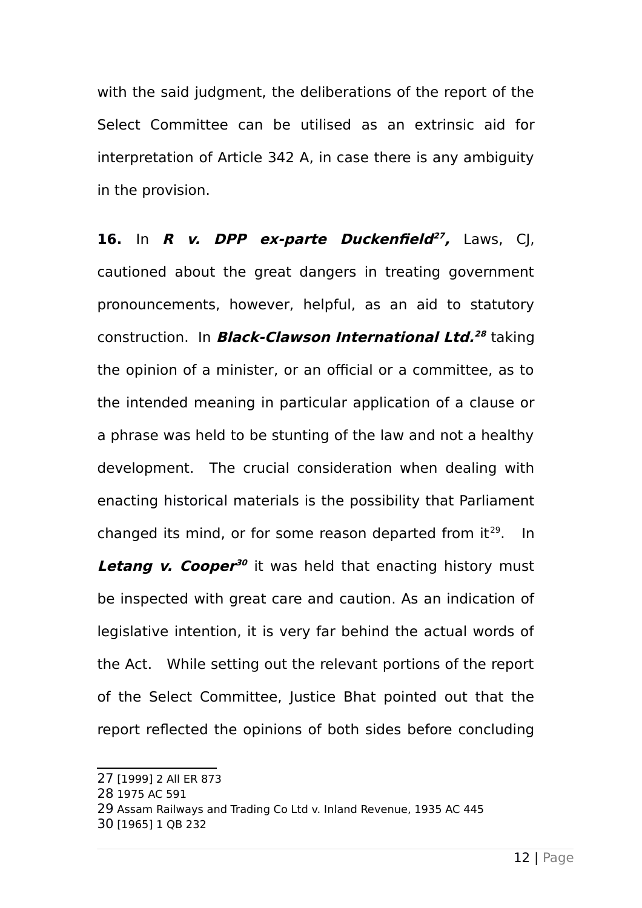with the said judgment, the deliberations of the report of the Select Committee can be utilised as an extrinsic aid for interpretation of Article 342 A, in case there is any ambiguity in the provision.

**16.** In ***R v. DPP ex-parte Duckenfield***[27]**,** Laws, CJ, cautioned about the great dangers in treating government pronouncements, however, helpful, as an aid to statutory construction. In ***Black-Clawson International Ltd.***[28] taking the opinion of a minister, or an official or a committee, as to the intended meaning in particular application of a clause or a phrase was held to be stunting of the law and not a healthy development. The crucial consideration when dealing with enacting historical materials is the possibility that Parliament changed its mind, or for some reason departed from it[29]. In ***Letang v. Cooper***[30] it was held that enacting history must be inspected with great care and caution. As an indication of legislative intention, it is very far behind the actual words of the Act. While setting out the relevant portions of the report of the Select Committee, Justice Bhat pointed out that the report reflected the opinions of both sides before concluding

---

27 [1999] 2 All ER 873

28 1975 AC 591

29 Assam Railways and Trading Co Ltd v. Inland Revenue, 1935 AC 445

30 [1965] 1 QB 232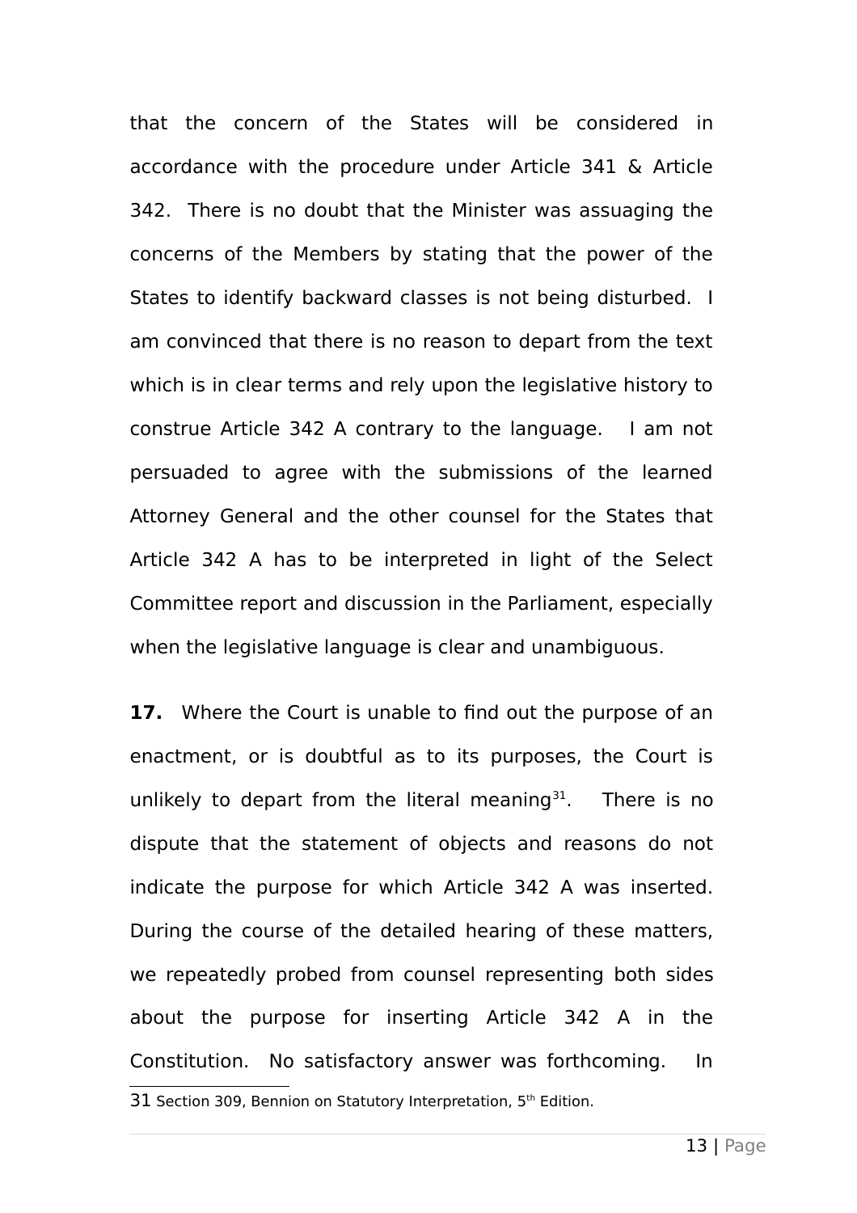that the concern of the States will be considered in accordance with the procedure under Article 341 & Article 342. There is no doubt that the Minister was assuaging the concerns of the Members by stating that the power of the States to identify backward classes is not being disturbed. I am convinced that there is no reason to depart from the text which is in clear terms and rely upon the legislative history to construe Article 342 A contrary to the language. I am not persuaded to agree with the submissions of the learned Attorney General and the other counsel for the States that Article 342 A has to be interpreted in light of the Select Committee report and discussion in the Parliament, especially when the legislative language is clear and unambiguous.

**17.** Where the Court is unable to find out the purpose of an enactment, or is doubtful as to its purposes, the Court is unlikely to depart from the literal meaning[31]. There is no dispute that the statement of objects and reasons do not indicate the purpose for which Article 342 A was inserted. During the course of the detailed hearing of these matters, we repeatedly probed from counsel representing both sides about the purpose for inserting Article 342 A in the Constitution. No satisfactory answer was forthcoming. In

---

31 Section 309, Bennion on Statutory Interpretation, 5th Edition.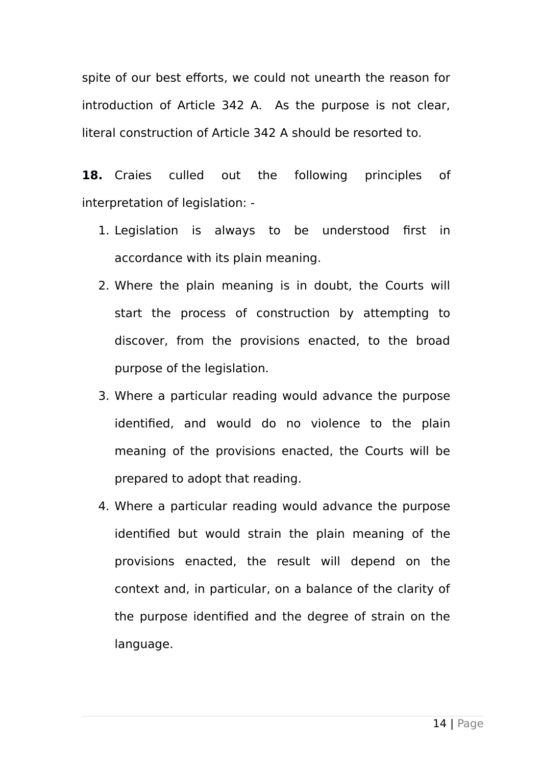spite of our best efforts, we could not unearth the reason for introduction of Article 342 A. As the purpose is not clear, literal construction of Article 342 A should be resorted to.

**18.** Craies culled out the following principles of interpretation of legislation: -

1. Legislation is always to be understood first in accordance with its plain meaning.
2. Where the plain meaning is in doubt, the Courts will start the process of construction by attempting to discover, from the provisions enacted, to the broad purpose of the legislation.
3. Where a particular reading would advance the purpose identified, and would do no violence to the plain meaning of the provisions enacted, the Courts will be prepared to adopt that reading.
4. Where a particular reading would advance the purpose identified but would strain the plain meaning of the provisions enacted, the result will depend on the context and, in particular, on a balance of the clarity of the purpose identified and the degree of strain on the language.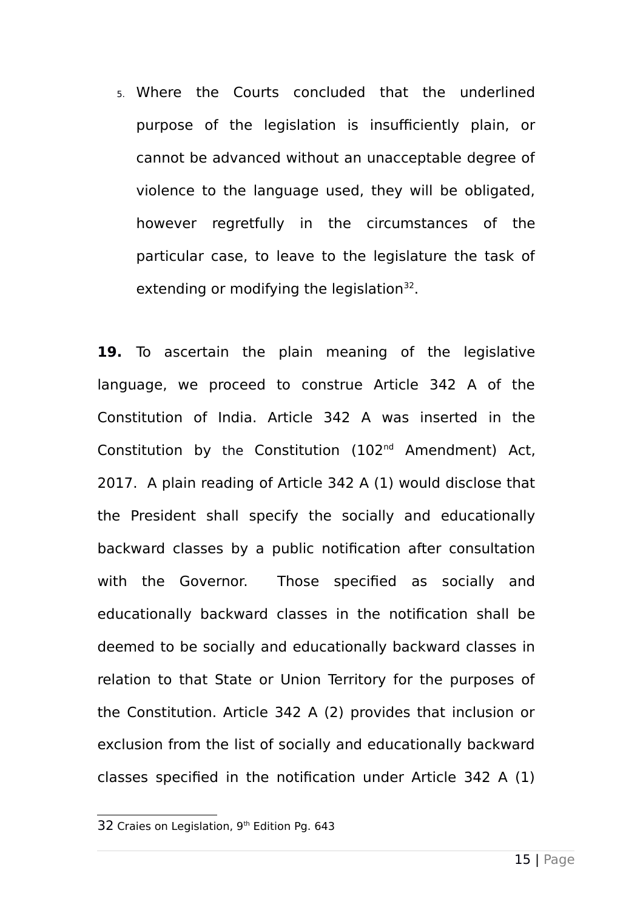5. Where the Courts concluded that the underlined purpose of the legislation is insufficiently plain, or cannot be advanced without an unacceptable degree of violence to the language used, they will be obligated, however regretfully in the circumstances of the particular case, to leave to the legislature the task of extending or modifying the legislation[32].

**19.** To ascertain the plain meaning of the legislative language, we proceed to construe Article 342 A of the Constitution of India. Article 342 A was inserted in the Constitution by the Constitution (102nd Amendment) Act, 2017. A plain reading of Article 342 A (1) would disclose that the President shall specify the socially and educationally backward classes by a public notification after consultation with the Governor. Those specified as socially and educationally backward classes in the notification shall be deemed to be socially and educationally backward classes in relation to that State or Union Territory for the purposes of the Constitution. Article 342 A (2) provides that inclusion or exclusion from the list of socially and educationally backward classes specified in the notification under Article 342 A (1)

---

32 Craies on Legislation, 9th Edition Pg. 643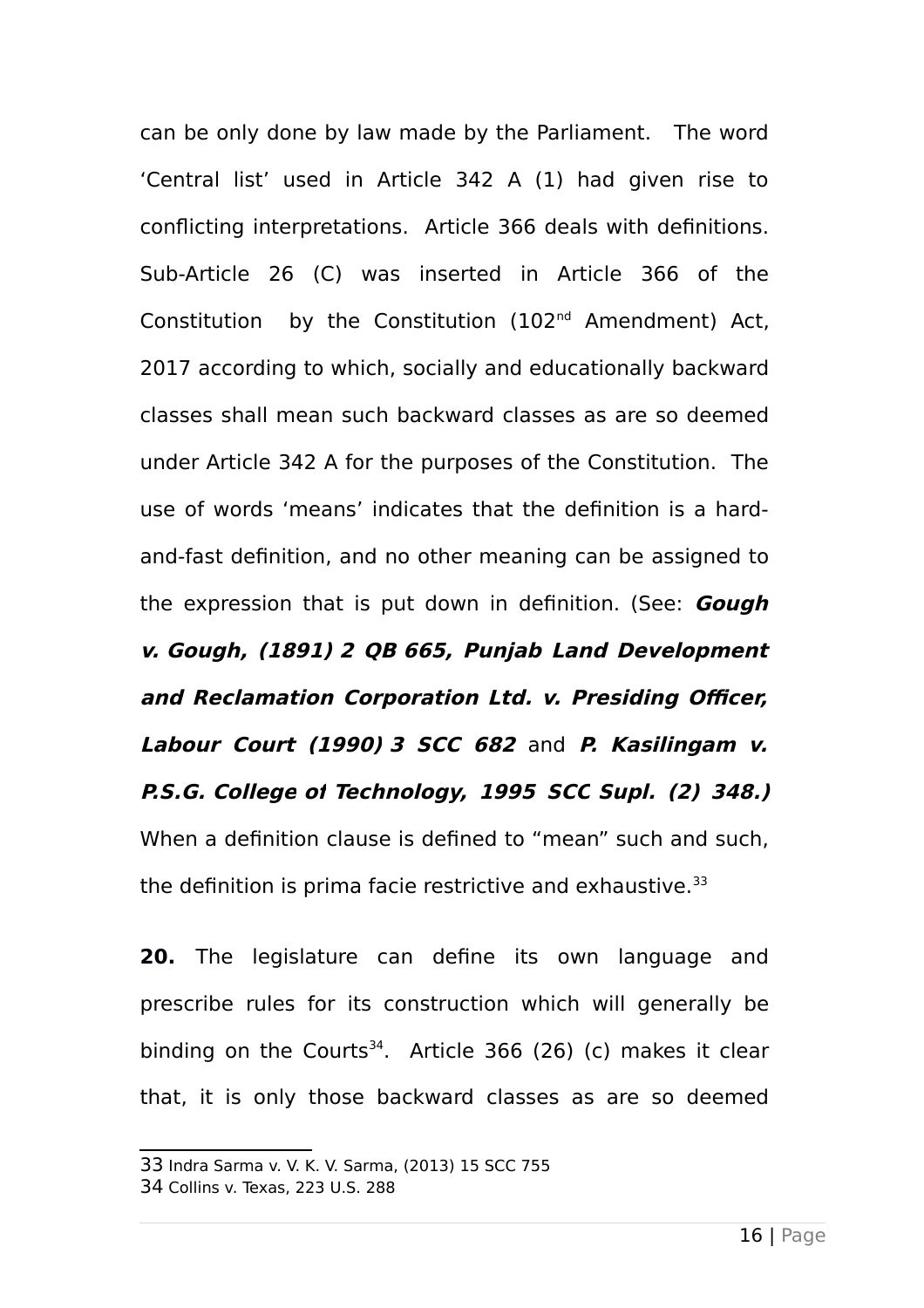can be only done by law made by the Parliament. The word 'Central list' used in Article 342 A (1) had given rise to conflicting interpretations. Article 366 deals with definitions. Sub-Article 26 (C) was inserted in Article 366 of the Constitution by the Constitution (102nd Amendment) Act, 2017 according to which, socially and educationally backward classes shall mean such backward classes as are so deemed under Article 342 A for the purposes of the Constitution. The use of words 'means' indicates that the definition is a hard-and-fast definition, and no other meaning can be assigned to the expression that is put down in definition. (See: ***Gough v. Gough, (1891) 2 QB 665, Punjab Land Development and Reclamation Corporation Ltd. v. Presiding Officer, Labour Court (1990) 3 SCC 682*** and ***P. Kasilingam v. P.S.G. College of Technology, 1995 SCC Supl. (2) 348.)*** When a definition clause is defined to "mean" such and such, the definition is prima facie restrictive and exhaustive.[33]

**20.** The legislature can define its own language and prescribe rules for its construction which will generally be binding on the Courts[34]. Article 366 (26) (c) makes it clear that, it is only those backward classes as are so deemed

---

33 Indra Sarma v. V. K. V. Sarma, (2013) 15 SCC 755

34 Collins v. Texas, 223 U.S. 288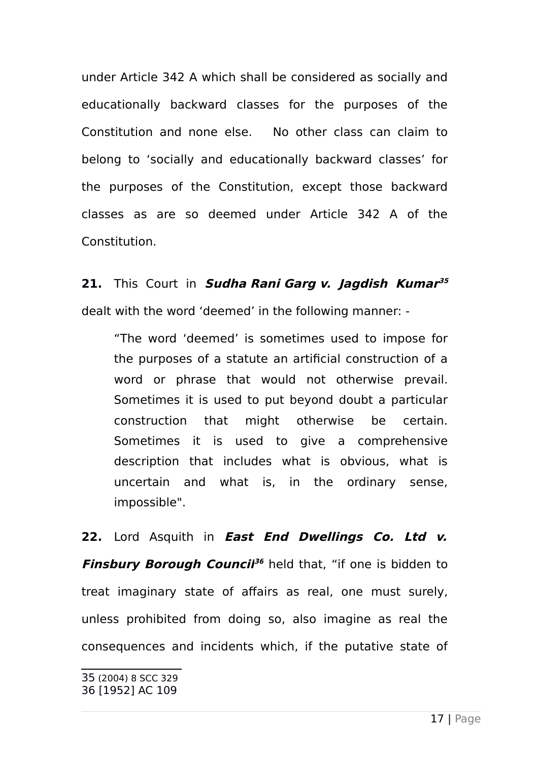under Article 342 A which shall be considered as socially and educationally backward classes for the purposes of the Constitution and none else. No other class can claim to belong to 'socially and educationally backward classes' for the purposes of the Constitution, except those backward classes as are so deemed under Article 342 A of the Constitution.

**21.** This Court in ***Sudha Rani Garg v. Jagdish Kumar***[35] dealt with the word 'deemed' in the following manner: -

> "The word 'deemed' is sometimes used to impose for the purposes of a statute an artificial construction of a word or phrase that would not otherwise prevail. Sometimes it is used to put beyond doubt a particular construction that might otherwise be certain. Sometimes it is used to give a comprehensive description that includes what is obvious, what is uncertain and what is, in the ordinary sense, impossible".

**22.** Lord Asquith in ***East End Dwellings Co. Ltd v. Finsbury Borough Council***[36] held that, "if one is bidden to treat imaginary state of affairs as real, one must surely, unless prohibited from doing so, also imagine as real the consequences and incidents which, if the putative state of

---

35 (2004) 8 SCC 329
36 [1952] AC 109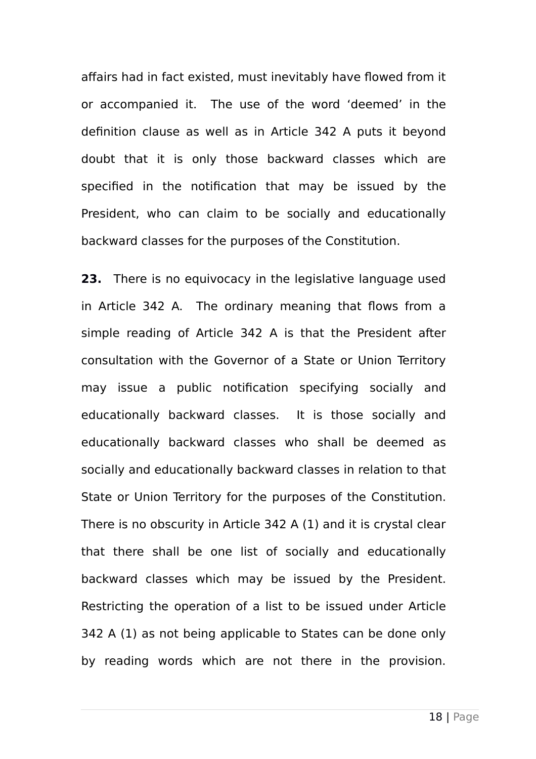affairs had in fact existed, must inevitably have flowed from it or accompanied it. The use of the word 'deemed' in the definition clause as well as in Article 342 A puts it beyond doubt that it is only those backward classes which are specified in the notification that may be issued by the President, who can claim to be socially and educationally backward classes for the purposes of the Constitution.

**23.** There is no equivocacy in the legislative language used in Article 342 A. The ordinary meaning that flows from a simple reading of Article 342 A is that the President after consultation with the Governor of a State or Union Territory may issue a public notification specifying socially and educationally backward classes. It is those socially and educationally backward classes who shall be deemed as socially and educationally backward classes in relation to that State or Union Territory for the purposes of the Constitution. There is no obscurity in Article 342 A (1) and it is crystal clear that there shall be one list of socially and educationally backward classes which may be issued by the President. Restricting the operation of a list to be issued under Article 342 A (1) as not being applicable to States can be done only by reading words which are not there in the provision.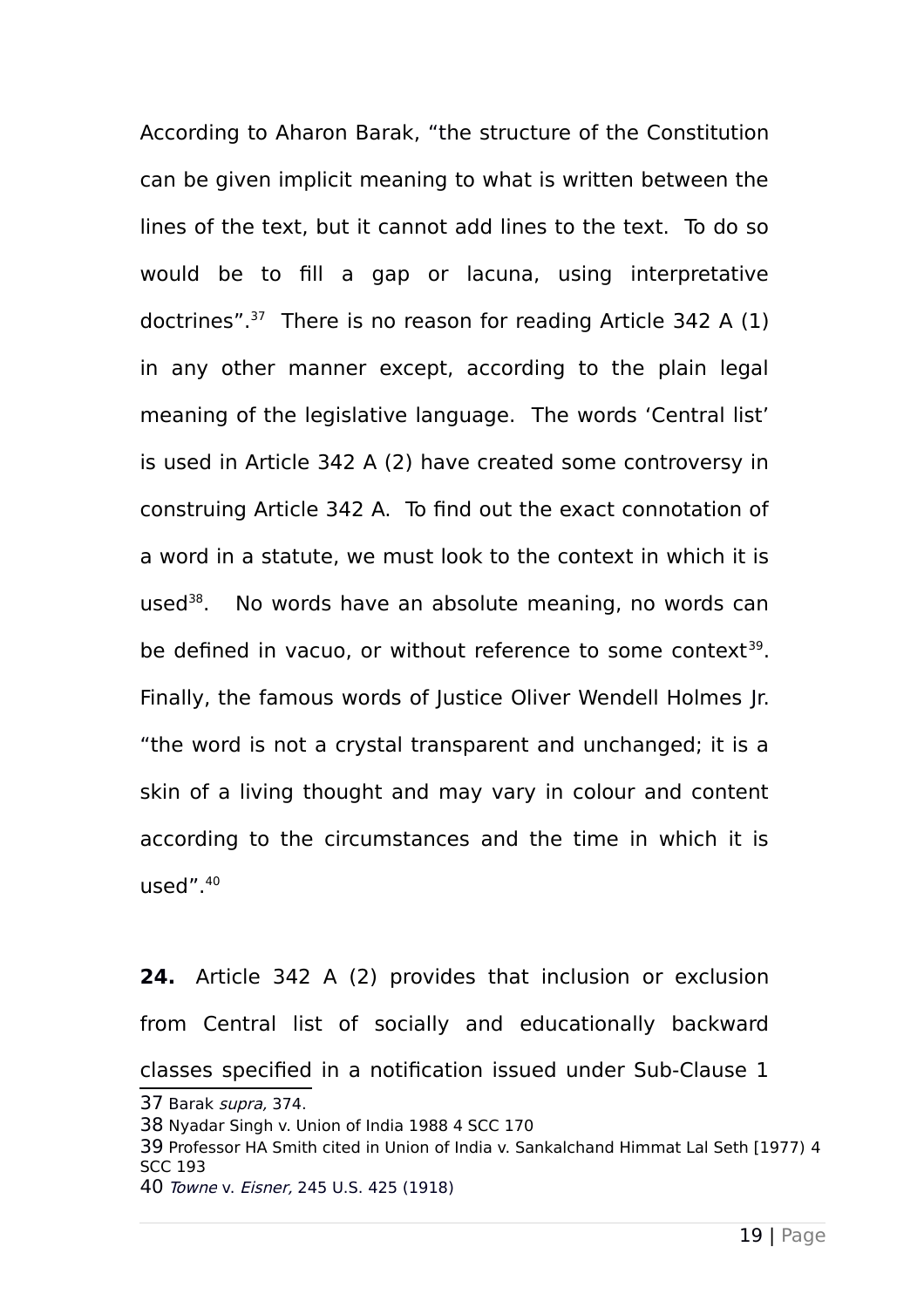According to Aharon Barak, "the structure of the Constitution can be given implicit meaning to what is written between the lines of the text, but it cannot add lines to the text. To do so would be to fill a gap or lacuna, using interpretative doctrines".[37] There is no reason for reading Article 342 A (1) in any other manner except, according to the plain legal meaning of the legislative language. The words 'Central list' is used in Article 342 A (2) have created some controversy in construing Article 342 A. To find out the exact connotation of a word in a statute, we must look to the context in which it is used[38]. No words have an absolute meaning, no words can be defined in vacuo, or without reference to some context[39]. Finally, the famous words of Justice Oliver Wendell Holmes Jr. "the word is not a crystal transparent and unchanged; it is a skin of a living thought and may vary in colour and content according to the circumstances and the time in which it is used".[40]

**24.** Article 342 A (2) provides that inclusion or exclusion from Central list of socially and educationally backward classes specified in a notification issued under Sub-Clause 1

---

37 Barak *supra,* 374.

38 Nyadar Singh v. Union of India 1988 4 SCC 170

39 Professor HA Smith cited in Union of India v. Sankalchand Himmat Lal Seth [1977) 4 SCC 193

40 *Towne* v. *Eisner,* 245 U.S. 425 (1918)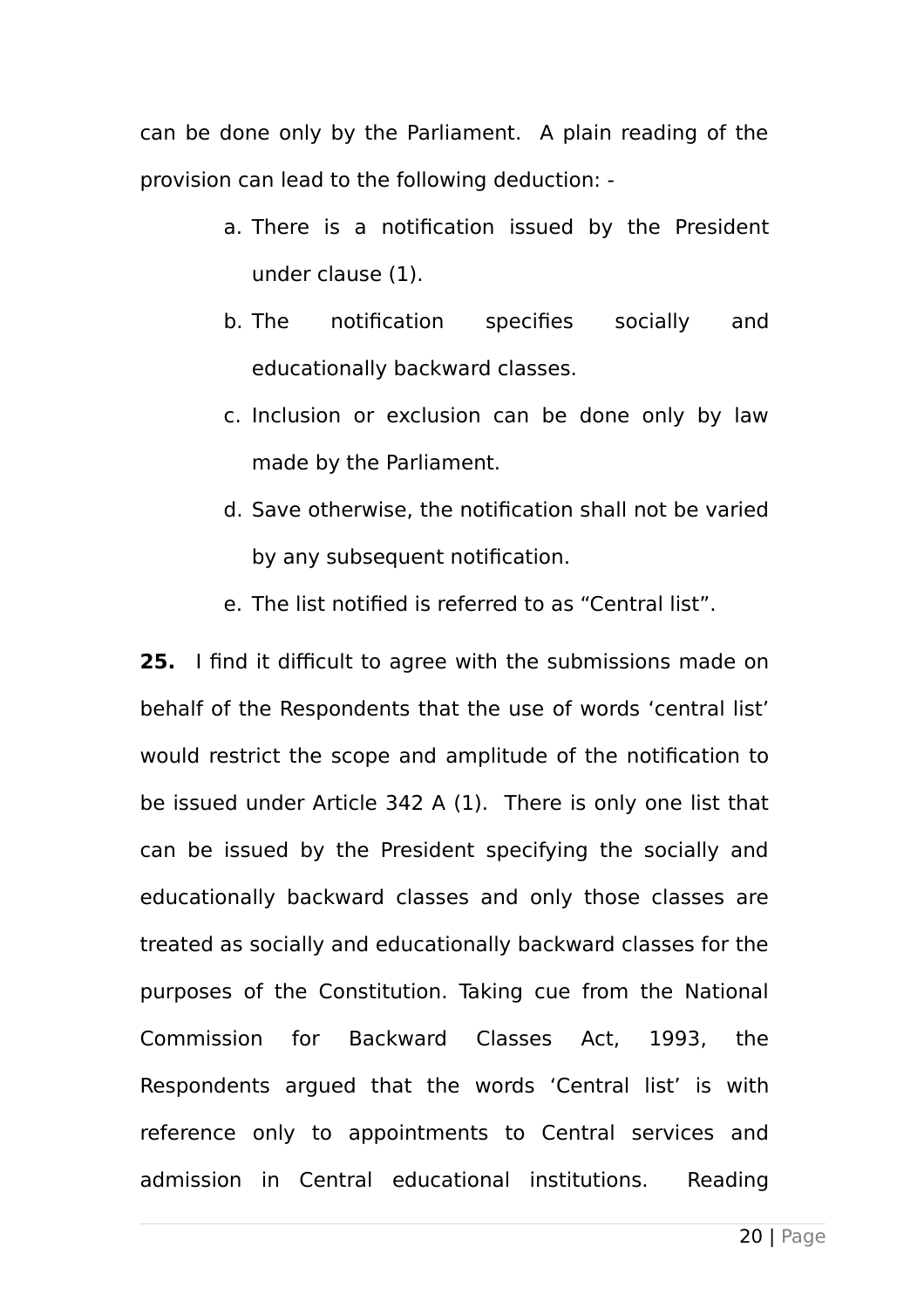can be done only by the Parliament. A plain reading of the provision can lead to the following deduction: -

a. There is a notification issued by the President under clause (1).
b. The notification specifies socially and educationally backward classes.
c. Inclusion or exclusion can be done only by law made by the Parliament.
d. Save otherwise, the notification shall not be varied by any subsequent notification.
e. The list notified is referred to as "Central list".

**25.** I find it difficult to agree with the submissions made on behalf of the Respondents that the use of words 'central list' would restrict the scope and amplitude of the notification to be issued under Article 342 A (1). There is only one list that can be issued by the President specifying the socially and educationally backward classes and only those classes are treated as socially and educationally backward classes for the purposes of the Constitution. Taking cue from the National Commission for Backward Classes Act, 1993, the Respondents argued that the words 'Central list' is with reference only to appointments to Central services and admission in Central educational institutions. Reading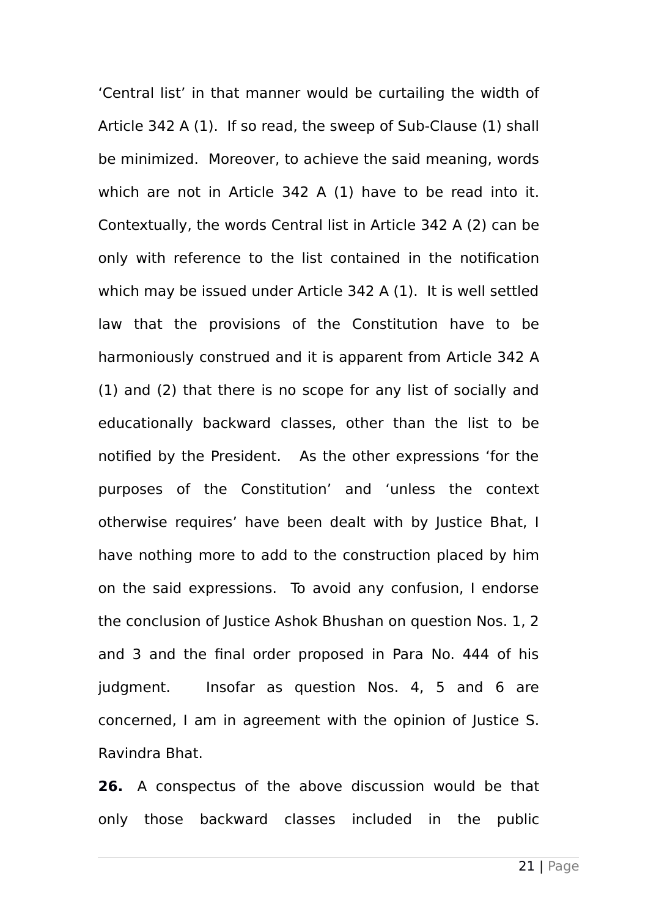'Central list' in that manner would be curtailing the width of Article 342 A (1). If so read, the sweep of Sub-Clause (1) shall be minimized. Moreover, to achieve the said meaning, words which are not in Article 342 A (1) have to be read into it. Contextually, the words Central list in Article 342 A (2) can be only with reference to the list contained in the notification which may be issued under Article 342 A (1). It is well settled law that the provisions of the Constitution have to be harmoniously construed and it is apparent from Article 342 A (1) and (2) that there is no scope for any list of socially and educationally backward classes, other than the list to be notified by the President. As the other expressions 'for the purposes of the Constitution' and 'unless the context otherwise requires' have been dealt with by Justice Bhat, I have nothing more to add to the construction placed by him on the said expressions. To avoid any confusion, I endorse the conclusion of Justice Ashok Bhushan on question Nos. 1, 2 and 3 and the final order proposed in Para No. 444 of his judgment. Insofar as question Nos. 4, 5 and 6 are concerned, I am in agreement with the opinion of Justice S. Ravindra Bhat.

**26.** A conspectus of the above discussion would be that only those backward classes included in the public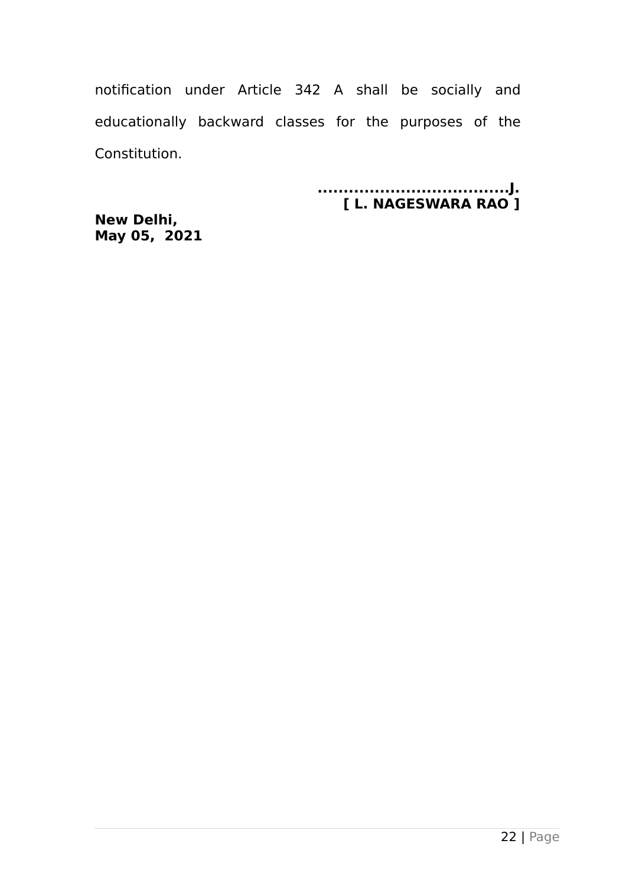notification under Article 342 A shall be socially and educationally backward classes for the purposes of the Constitution.

**.....................................J.**
**[ L. NAGESWARA RAO ]**

**New Delhi,**
**May 05, 2021**